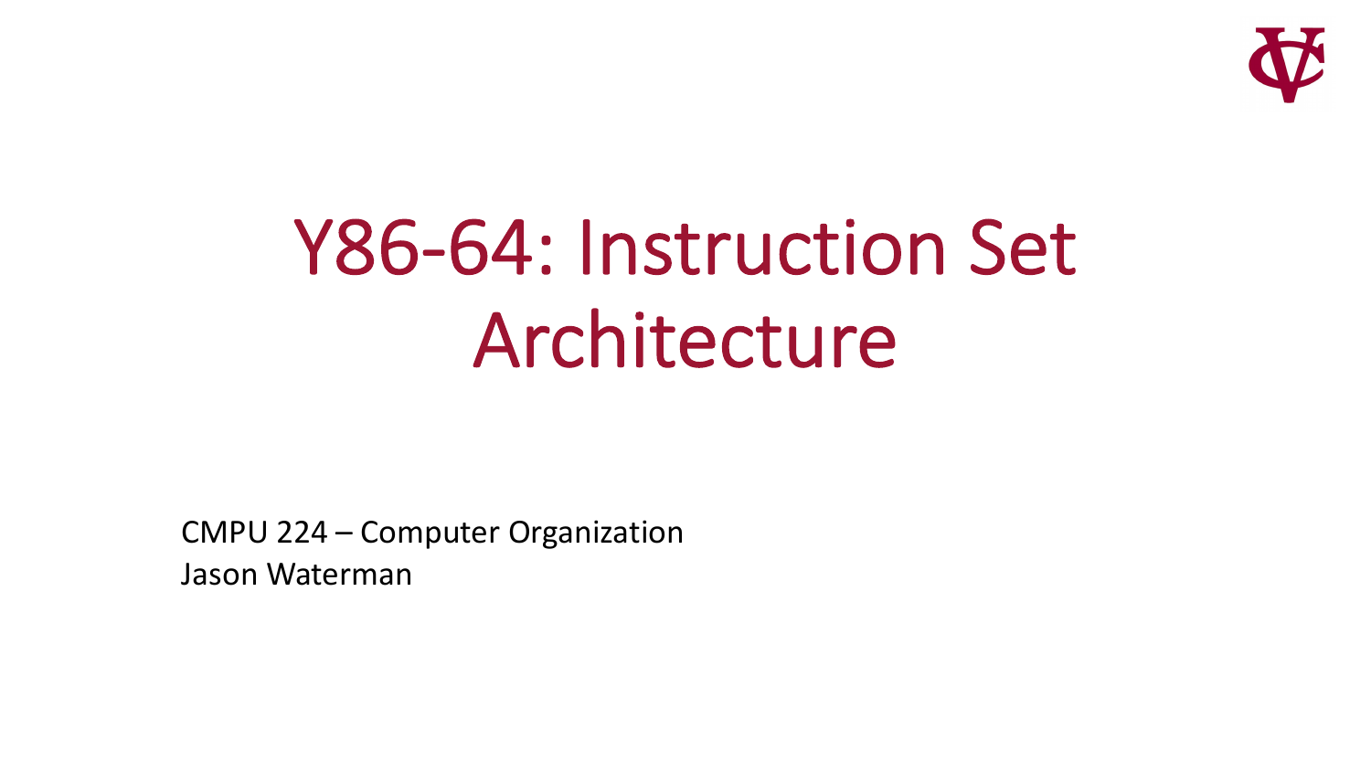# Y86-64: Instruction Set Architecture

CMPU 224 – Computer Organization
Jason Waterman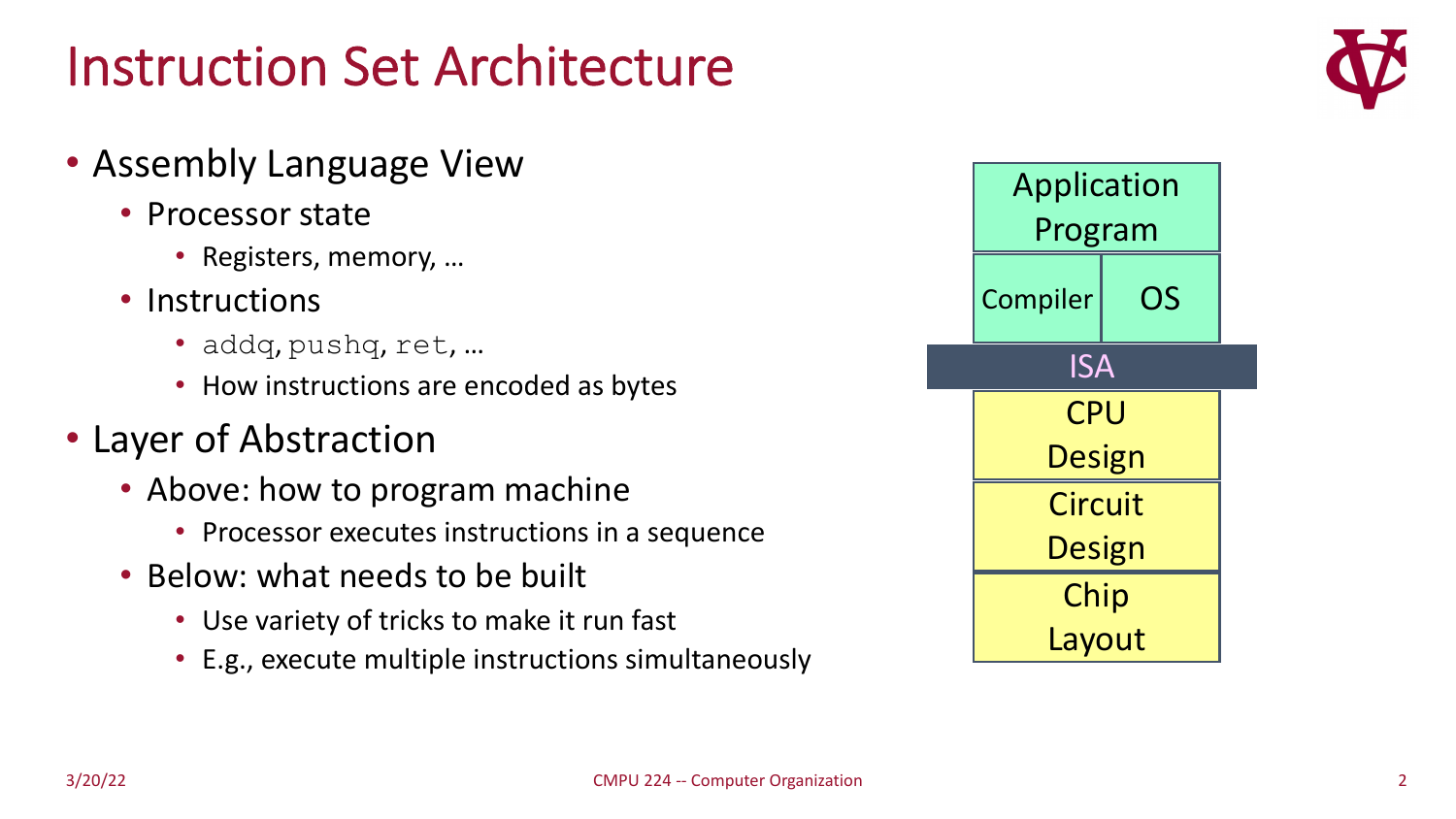# Instruction Set Architecture

- Assembly Language View
  - Processor state
    - Registers, memory, …
  - Instructions
    - `addq`, `pushq`, `ret`, …
    - How instructions are encoded as bytes
- Layer of Abstraction
  - Above: how to program machine
    - Processor executes instructions in a sequence
  - Below: what needs to be built
    - Use variety of tricks to make it run fast
    - E.g., execute multiple instructions simultaneously

| Application Program | |
|---|---|
| Compiler | OS |
| ISA | |
| CPU Design | |
| Circuit Design | |
| Chip Layout | |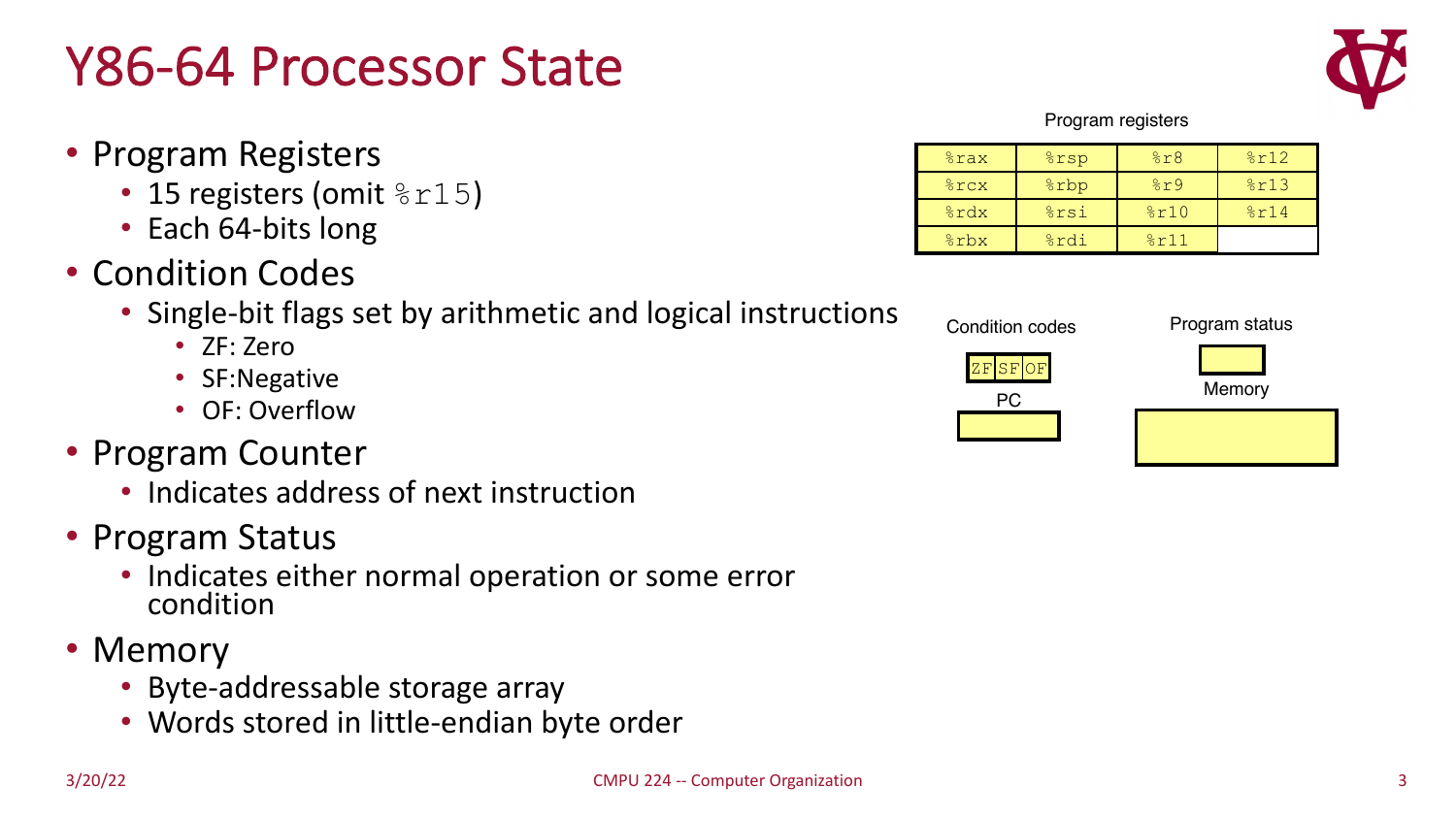# Y86-64 Processor State

- Program Registers
  - 15 registers (omit `%r15`)
  - Each 64-bits long
- Condition Codes
  - Single-bit flags set by arithmetic and logical instructions
    - ZF: Zero
    - SF:Negative
    - OF: Overflow
- Program Counter
  - Indicates address of next instruction
- Program Status
  - Indicates either normal operation or some error condition
- Memory
  - Byte-addressable storage array
  - Words stored in little-endian byte order

Program registers

| | | | |
|---|---|---|---|
| `%rax` | `%rsp` | `%r8` | `%r12` |
| `%rcx` | `%rbp` | `%r9` | `%r13` |
| `%rdx` | `%rsi` | `%r10` | `%r14` |
| `%rbx` | `%rdi` | `%r11` | |

Condition codes

| ZF | SF | OF |
|---|---|---|

PC

Program status

Memory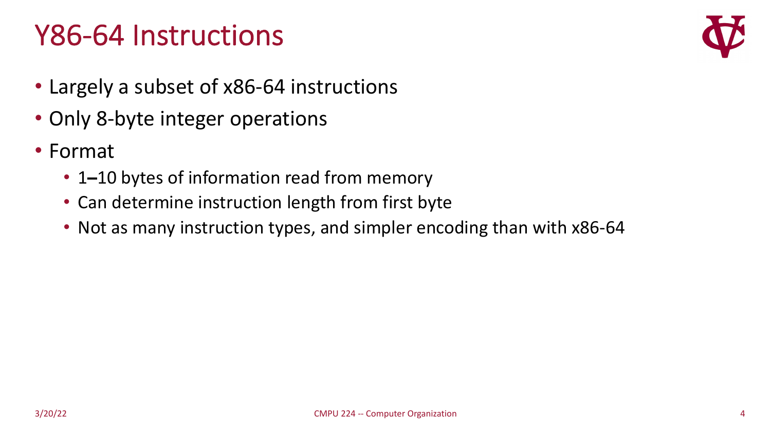# Y86-64 Instructions

- Largely a subset of x86-64 instructions
- Only 8-byte integer operations
- Format
  - 1–10 bytes of information read from memory
  - Can determine instruction length from first byte
  - Not as many instruction types, and simpler encoding than with x86-64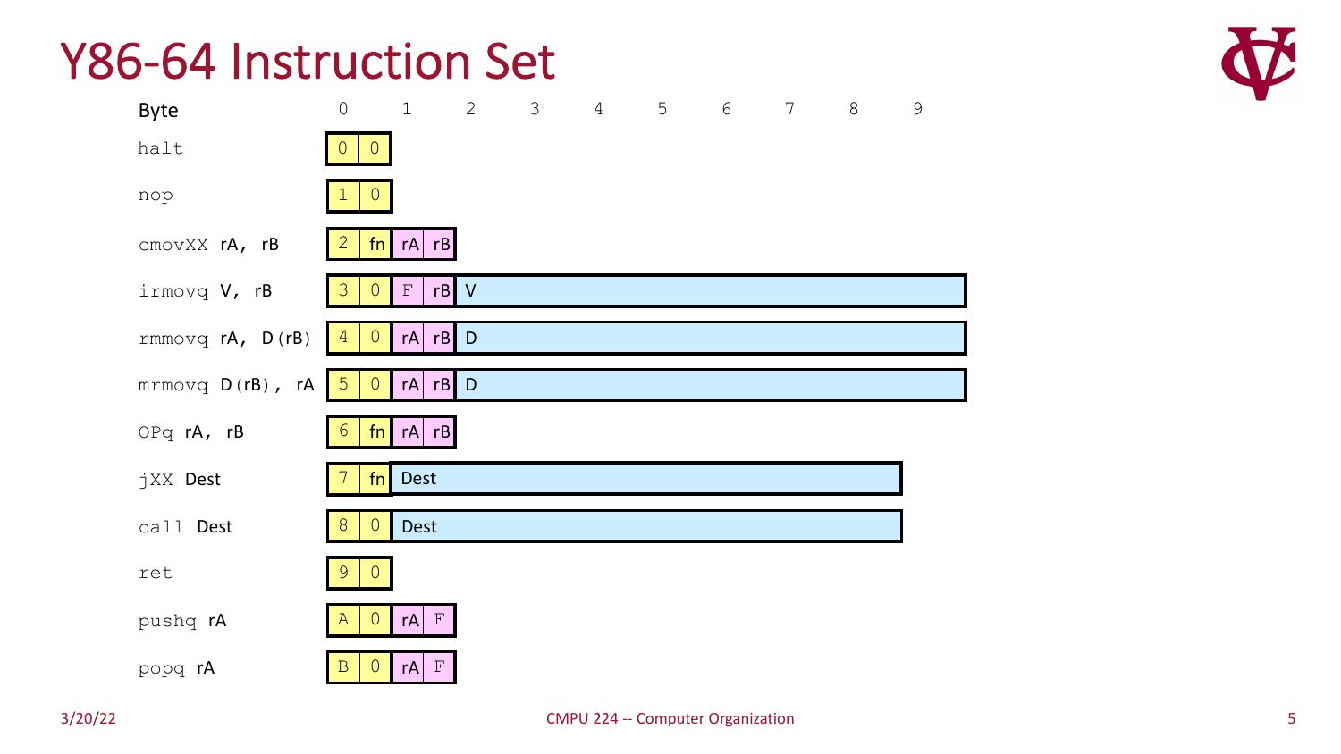# Y86-64 Instruction Set

| Byte | 0 | | 1 | | 2 | 3 | 4 | 5 | 6 | 7 | 8 | 9 |
|---|---|---|---|---|---|---|---|---|---|---|---|---|
| halt | 0 | 0 | | | | | | | | | | |
| nop | 1 | 0 | | | | | | | | | | |
| cmovXX rA, rB | 2 | fn | rA | rB | | | | | | | | |
| irmovq V, rB | 3 | 0 | F | rB | V | | | | | | | |
| rmmovq rA, D(rB) | 4 | 0 | rA | rB | D | | | | | | | |
| mrmovq D(rB), rA | 5 | 0 | rA | rB | D | | | | | | | |
| OPq rA, rB | 6 | fn | rA | rB | | | | | | | | |
| jXX Dest | 7 | fn | Dest | | | | | | | | | |
| call Dest | 8 | 0 | Dest | | | | | | | | | |
| ret | 9 | 0 | | | | | | | | | | |
| pushq rA | A | 0 | rA | F | | | | | | | | |
| popq rA | B | 0 | rA | F | | | | | | | | |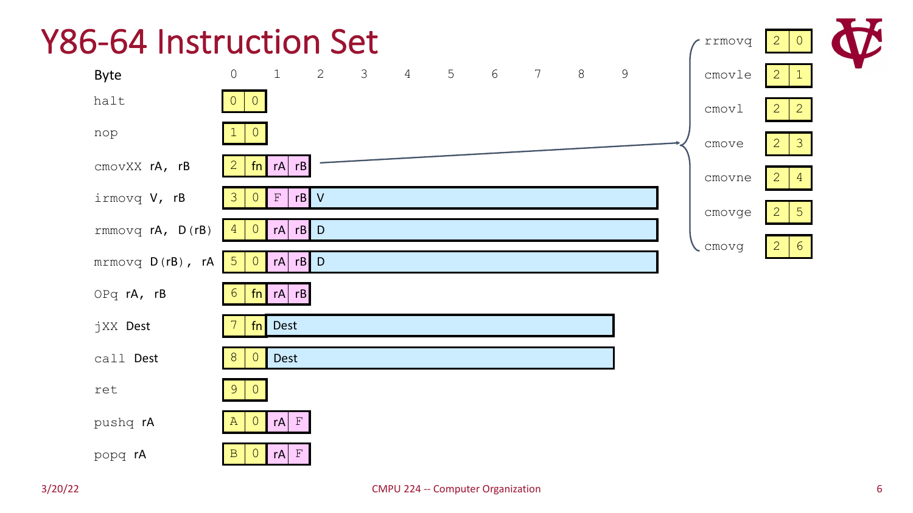# Y86-64 Instruction Set

| Byte | 0 | 1 | 2 | 3 | 4 | 5 | 6 | 7 | 8 | 9 |
|---|---|---|---|---|---|---|---|---|---|---|
| `halt` | 0 0 | | | | | | | | | |
| `nop` | 1 0 | | | | | | | | | |
| `cmovXX rA, rB` | 2 fn | rA rB | | | | | | | | |
| `irmovq V, rB` | 3 0 | F rB | V | | | | | | | |
| `rmmovq rA, D(rB)` | 4 0 | rA rB | D | | | | | | | |
| `mrmovq D(rB), rA` | 5 0 | rA rB | D | | | | | | | |
| `OPq rA, rB` | 6 fn | rA rB | | | | | | | | |
| `jXX Dest` | 7 fn | Dest | | | | | | | | |
| `call Dest` | 8 0 | Dest | | | | | | | | |
| `ret` | 9 0 | | | | | | | | | |
| `pushq rA` | A 0 | rA F | | | | | | | | |
| `popq rA` | B 0 | rA F | | | | | | | | |

`cmovXX` variants:

| Instruction | Code |
|---|---|
| `rrmovq` | 2 0 |
| `cmovle` | 2 1 |
| `cmovl` | 2 2 |
| `cmove` | 2 3 |
| `cmovne` | 2 4 |
| `cmovge` | 2 5 |
| `cmovg` | 2 6 |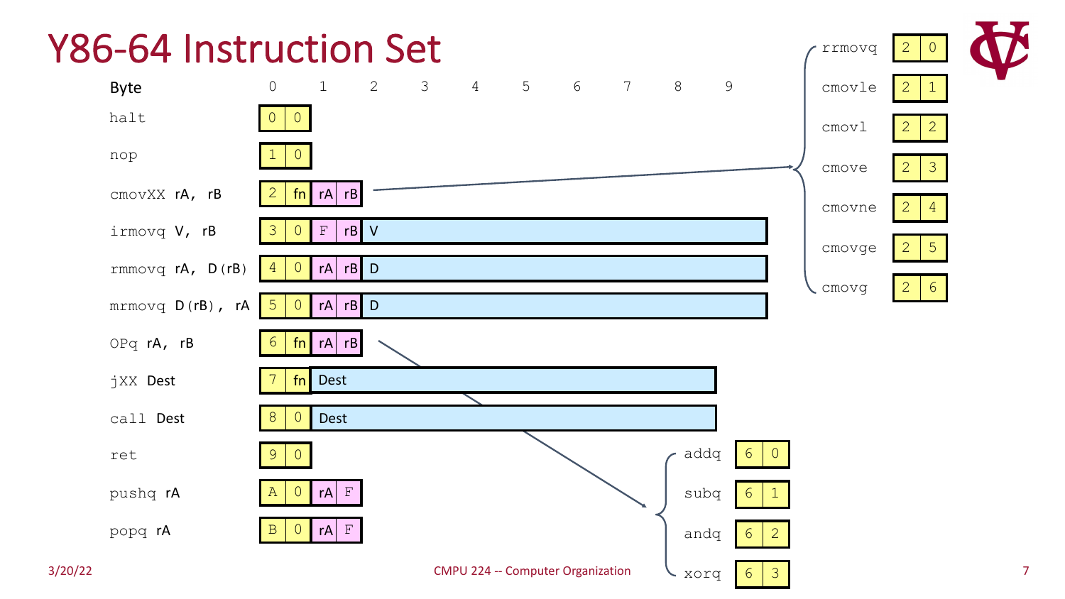# Y86-64 Instruction Set

| Byte | 0 | 1 | 2 | 3 | 4 | 5 | 6 | 7 | 8 | 9 |
|---|---|---|---|---|---|---|---|---|---|---|
| `halt` | 0 0 | | | | | | | | | |
| `nop` | 1 0 | | | | | | | | | |
| `cmovXX rA, rB` | 2 fn | rA rB | | | | | | | | |
| `irmovq V, rB` | 3 0 | F rB | V | | | | | | | |
| `rmmovq rA, D(rB)` | 4 0 | rA rB | D | | | | | | | |
| `mrmovq D(rB), rA` | 5 0 | rA rB | D | | | | | | | |
| `OPq rA, rB` | 6 fn | rA rB | | | | | | | | |
| `jXX Dest` | 7 fn | Dest | | | | | | | | |
| `call Dest` | 8 0 | Dest | | | | | | | | |
| `ret` | 9 0 | | | | | | | | | |
| `pushq rA` | A 0 | rA F | | | | | | | | |
| `popq rA` | B 0 | rA F | | | | | | | | |

cmovXX variants:

| Instruction | Byte 0 |
|---|---|
| `rrmovq` | 2 0 |
| `cmovle` | 2 1 |
| `cmovl` | 2 2 |
| `cmove` | 2 3 |
| `cmovne` | 2 4 |
| `cmovge` | 2 5 |
| `cmovg` | 2 6 |

OPq variants:

| Instruction | Byte 0 |
|---|---|
| `addq` | 6 0 |
| `subq` | 6 1 |
| `andq` | 6 2 |
| `xorq` | 6 3 |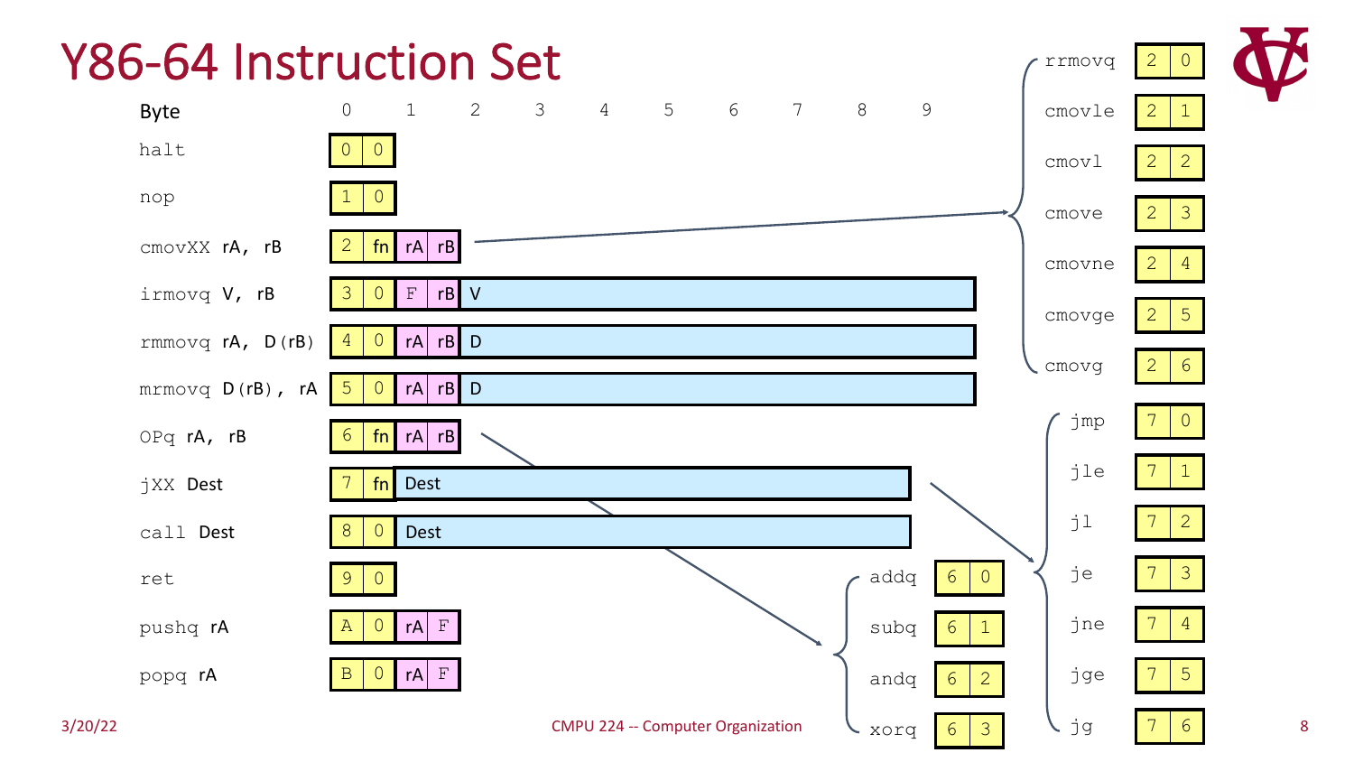# Y86-64 Instruction Set

| Byte | 0 | 1 | 2 | 3 | 4 | 5 | 6 | 7 | 8 | 9 |
|---|---|---|---|---|---|---|---|---|---|---|
| `halt` | 0 0 | | | | | | | | | |
| `nop` | 1 0 | | | | | | | | | |
| `cmovXX rA, rB` | 2 fn | rA rB | | | | | | | | |
| `irmovq V, rB` | 3 0 | F rB | V | | | | | | | |
| `rmmovq rA, D(rB)` | 4 0 | rA rB | D | | | | | | | |
| `mrmovq D(rB), rA` | 5 0 | rA rB | D | | | | | | | |
| `OPq rA, rB` | 6 fn | rA rB | | | | | | | | |
| `jXX Dest` | 7 fn | Dest | | | | | | | | |
| `call Dest` | 8 0 | Dest | | | | | | | | |
| `ret` | 9 0 | | | | | | | | | |
| `pushq rA` | A 0 | rA F | | | | | | | | |
| `popq rA` | B 0 | rA F | | | | | | | | |

| cmovXX | Code |
|---|---|
| `rrmovq` | 2 0 |
| `cmovle` | 2 1 |
| `cmovl` | 2 2 |
| `cmove` | 2 3 |
| `cmovne` | 2 4 |
| `cmovge` | 2 5 |
| `cmovg` | 2 6 |

| OPq | Code |
|---|---|
| `addq` | 6 0 |
| `subq` | 6 1 |
| `andq` | 6 2 |
| `xorq` | 6 3 |

| jXX | Code |
|---|---|
| `jmp` | 7 0 |
| `jle` | 7 1 |
| `jl` | 7 2 |
| `je` | 7 3 |
| `jne` | 7 4 |
| `jge` | 7 5 |
| `jg` | 7 6 |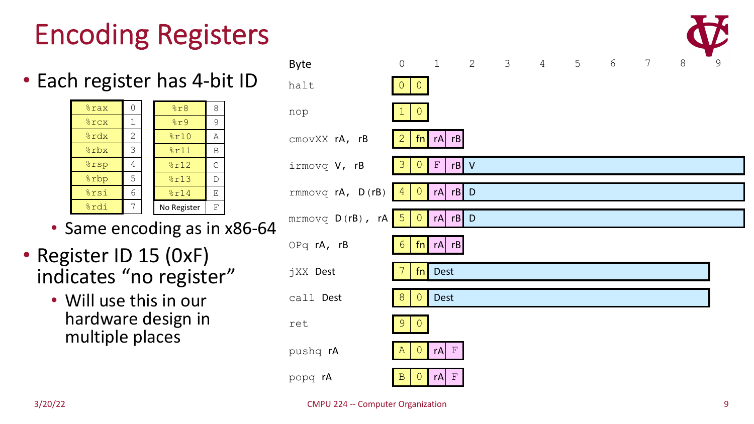# Encoding Registers

- Each register has 4-bit ID

| Register | ID |
|---|---|
| %rax | 0 |
| %rcx | 1 |
| %rdx | 2 |
| %rbx | 3 |
| %rsp | 4 |
| %rbp | 5 |
| %rsi | 6 |
| %rdi | 7 |

| Register | ID |
|---|---|
| %r8 | 8 |
| %r9 | 9 |
| %r10 | A |
| %r11 | B |
| %r12 | C |
| %r13 | D |
| %r14 | E |
| No Register | F |

  - Same encoding as in x86-64
- Register ID 15 (0xF) indicates "no register"
  - Will use this in our hardware design in multiple places

| Instruction | Byte 0 | | Byte 1 | | Bytes 2–9 |
|---|---|---|---|---|---|
| halt | 0 | 0 | | | |
| nop | 1 | 0 | | | |
| cmovXX rA, rB | 2 | fn | rA | rB | |
| irmovq V, rB | 3 | 0 | F | rB | V |
| rmmovq rA, D(rB) | 4 | 0 | rA | rB | D |
| mrmovq D(rB), rA | 5 | 0 | rA | rB | D |
| OPq rA, rB | 6 | fn | rA | rB | |
| jXX Dest | 7 | fn | Dest | | |
| call Dest | 8 | 0 | Dest | | |
| ret | 9 | 0 | | | |
| pushq rA | A | 0 | rA | F | |
| popq rA | B | 0 | rA | F | |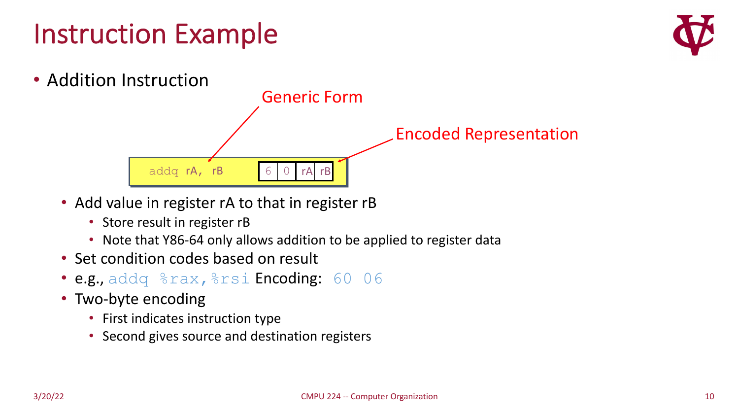# Instruction Example

- Addition Instruction

Generic Form

Encoded Representation

```
addq rA, rB        | 6 | 0 | rA | rB |
```

- Add value in register rA to that in register rB
  - Store result in register rB
  - Note that Y86-64 only allows addition to be applied to register data
- Set condition codes based on result
- e.g., `addq %rax,%rsi` Encoding: `60 06`
- Two-byte encoding
  - First indicates instruction type
  - Second gives source and destination registers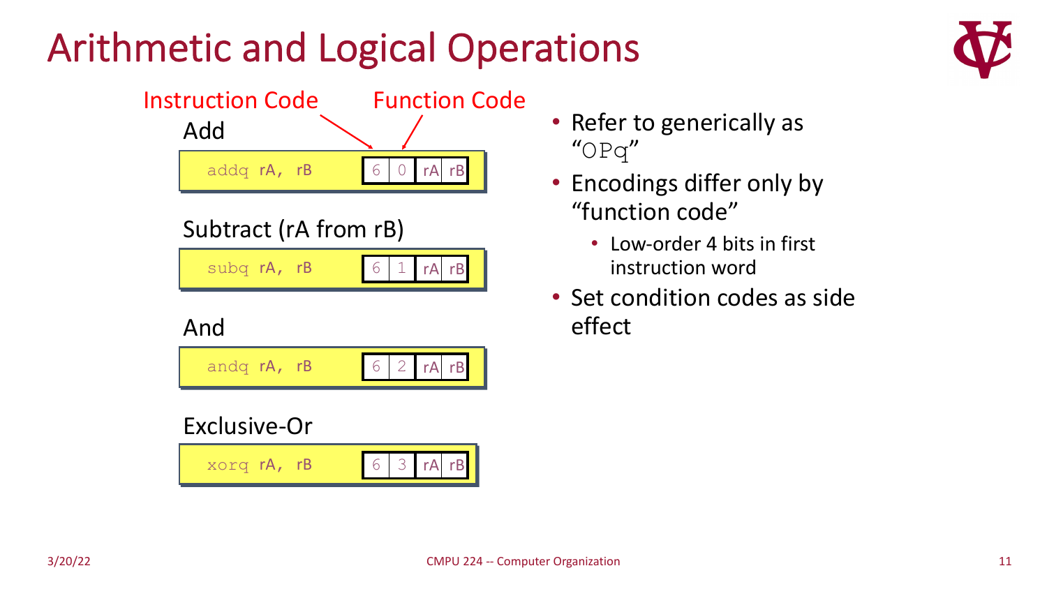# Arithmetic and Logical Operations

Instruction Code — Function Code

**Add**

```
addq rA, rB        6 | 0 | rA | rB
```

**Subtract (rA from rB)**

```
subq rA, rB        6 | 1 | rA | rB
```

**And**

```
andq rA, rB        6 | 2 | rA | rB
```

**Exclusive-Or**

```
xorq rA, rB        6 | 3 | rA | rB
```

- Refer to generically as "`OPq`"
- Encodings differ only by "function code"
  - Low-order 4 bits in first instruction word
- Set condition codes as side effect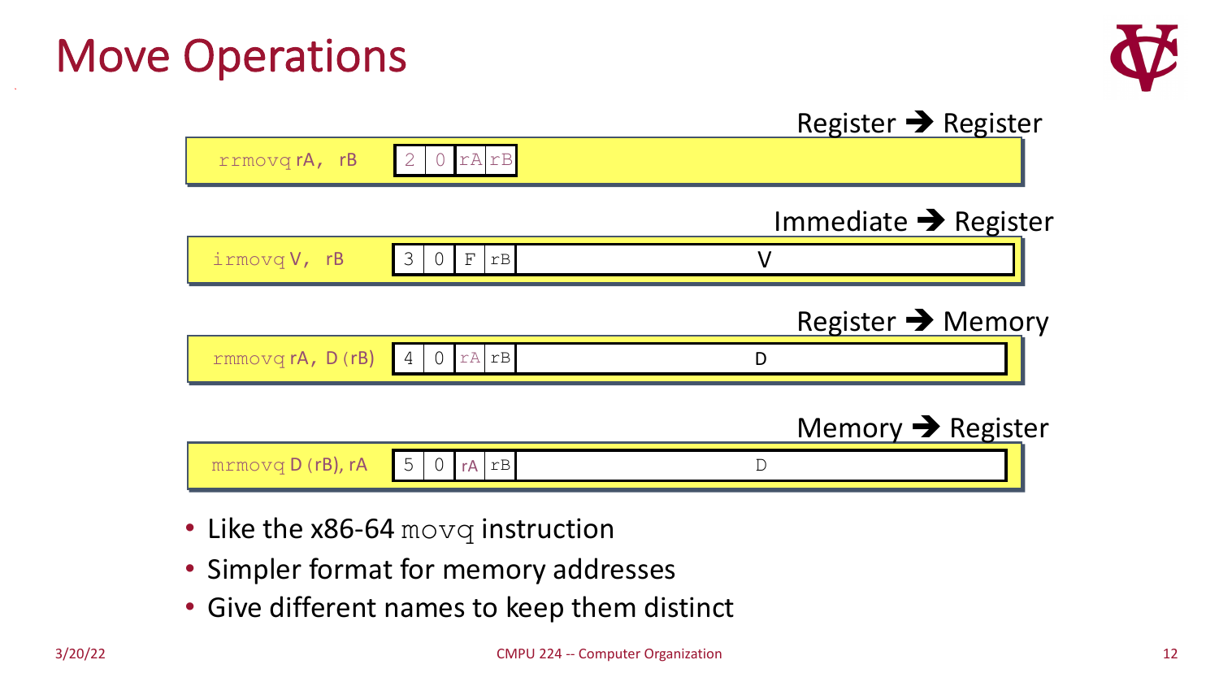# Move Operations

**Register → Register**

| rrmovq rA, rB | 2 | 0 | rA | rB | |
|---|---|---|---|---|---|

**Immediate → Register**

| irmovq V, rB | 3 | 0 | F | rB | V |
|---|---|---|---|---|---|

**Register → Memory**

| rmmovq rA, D(rB) | 4 | 0 | rA | rB | D |
|---|---|---|---|---|---|

**Memory → Register**

| mrmovq D(rB), rA | 5 | 0 | rA | rB | D |
|---|---|---|---|---|---|

- Like the x86-64 `movq` instruction
- Simpler format for memory addresses
- Give different names to keep them distinct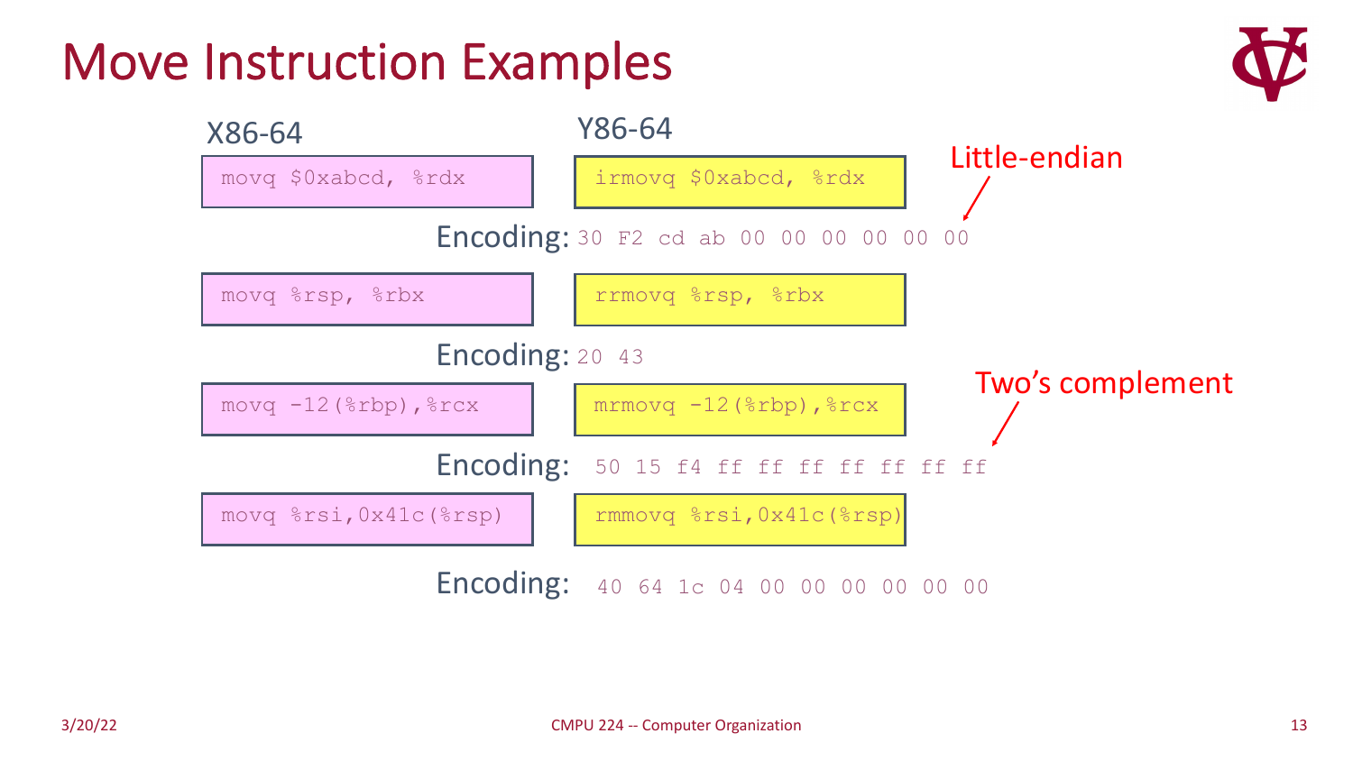# Move Instruction Examples

| X86-64 | Y86-64 |
| --- | --- |
| `movq $0xabcd, %rdx` | `irmovq $0xabcd, %rdx` |
| | Encoding: `30 F2 cd ab 00 00 00 00 00 00` |
| `movq %rsp, %rbx` | `rrmovq %rsp, %rbx` |
| | Encoding: `20 43` |
| `movq -12(%rbp),%rcx` | `mrmovq -12(%rbp),%rcx` |
| | Encoding: `50 15 f4 ff ff ff ff ff ff ff` |
| `movq %rsi,0x41c(%rsp)` | `rmmovq %rsi,0x41c(%rsp)` |
| | Encoding: `40 64 1c 04 00 00 00 00 00 00` |

Little-endian

Two's complement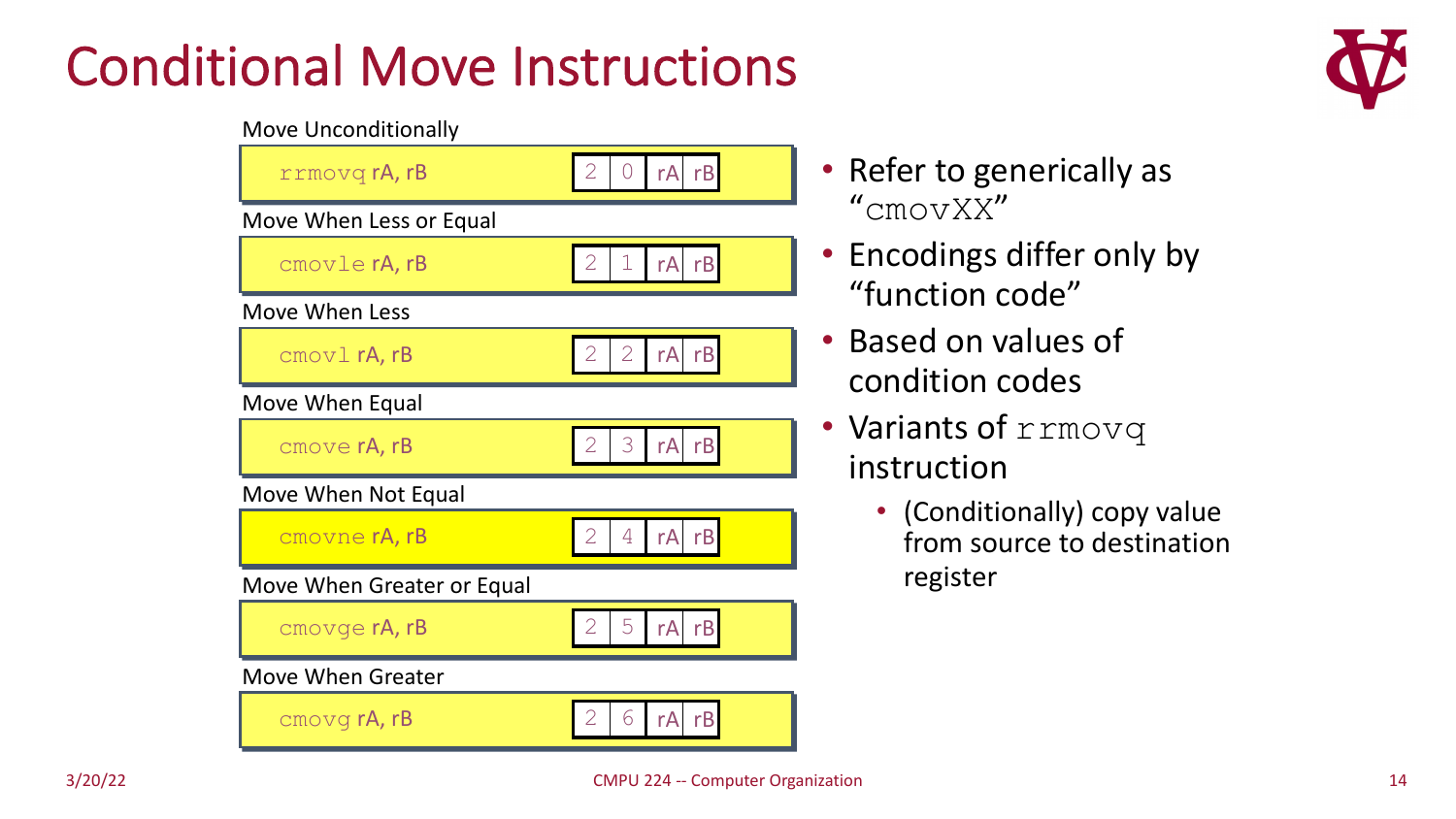# Conditional Move Instructions

Move Unconditionally

| `rrmovq rA, rB` | 2 | 0 | rA | rB |
|---|---|---|---|---|

Move When Less or Equal

| `cmovle rA, rB` | 2 | 1 | rA | rB |
|---|---|---|---|---|

Move When Less

| `cmovl rA, rB` | 2 | 2 | rA | rB |
|---|---|---|---|---|

Move When Equal

| `cmove rA, rB` | 2 | 3 | rA | rB |
|---|---|---|---|---|

Move When Not Equal

| `cmovne rA, rB` | 2 | 4 | rA | rB |
|---|---|---|---|---|

Move When Greater or Equal

| `cmovge rA, rB` | 2 | 5 | rA | rB |
|---|---|---|---|---|

Move When Greater

| `cmovg rA, rB` | 2 | 6 | rA | rB |
|---|---|---|---|---|

- Refer to generically as "`cmovXX`"
- Encodings differ only by "function code"
- Based on values of condition codes
- Variants of `rrmovq` instruction
  - (Conditionally) copy value from source to destination register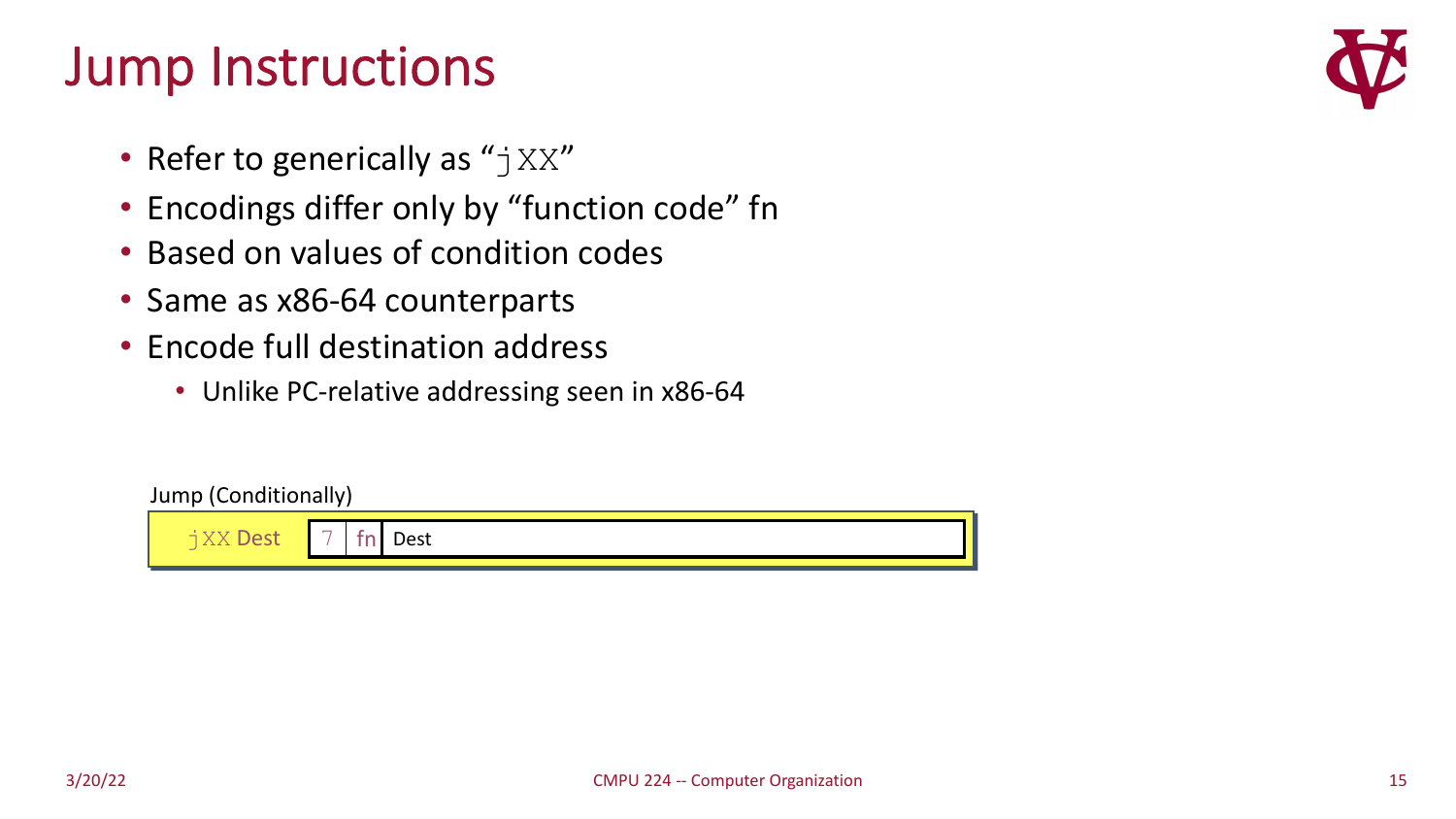# Jump Instructions

- Refer to generically as "`jXX`"
- Encodings differ only by "function code" fn
- Based on values of condition codes
- Same as x86-64 counterparts
- Encode full destination address
  - Unlike PC-relative addressing seen in x86-64

Jump (Conditionally)

| `jXX` Dest | 7 | fn | Dest |
|---|---|---|---|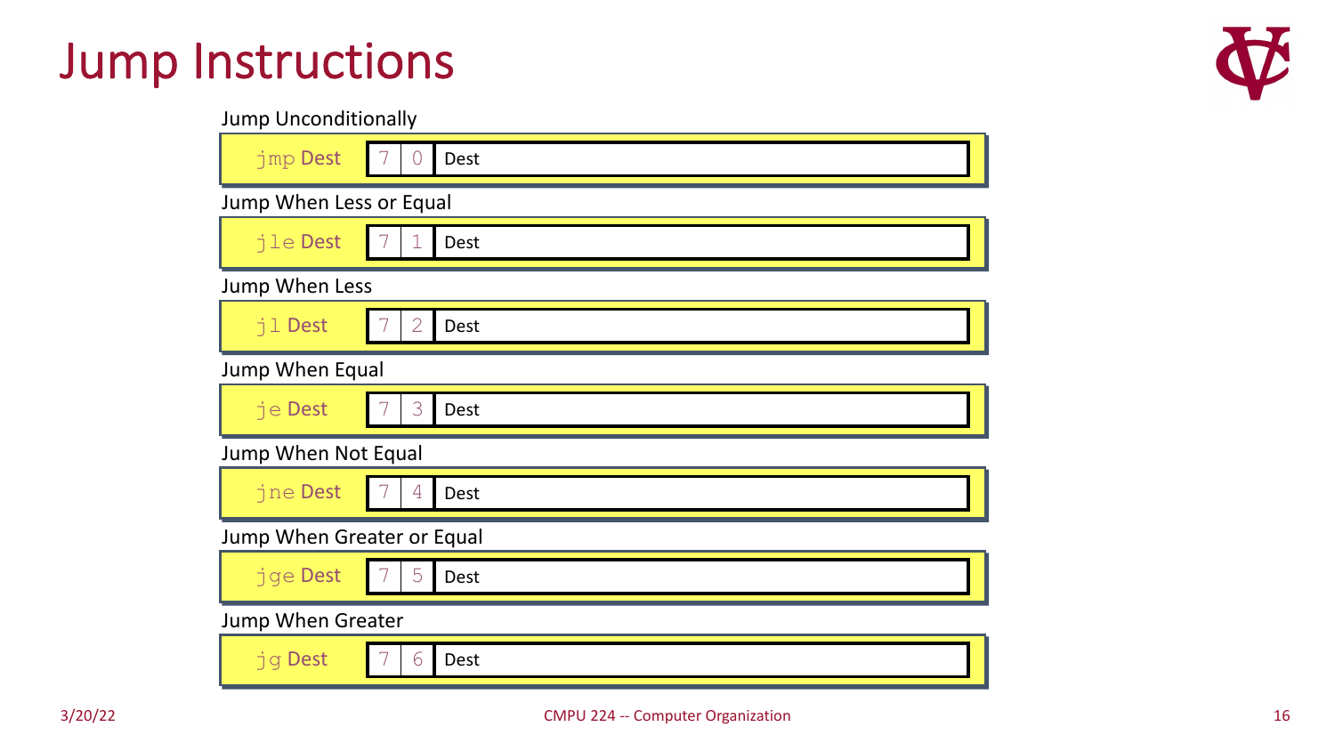# Jump Instructions

Jump Unconditionally

| jmp Dest | 7 | 0 | Dest |
|---|---|---|---|

Jump When Less or Equal

| jle Dest | 7 | 1 | Dest |
|---|---|---|---|

Jump When Less

| jl Dest | 7 | 2 | Dest |
|---|---|---|---|

Jump When Equal

| je Dest | 7 | 3 | Dest |
|---|---|---|---|

Jump When Not Equal

| jne Dest | 7 | 4 | Dest |
|---|---|---|---|

Jump When Greater or Equal

| jge Dest | 7 | 5 | Dest |
|---|---|---|---|

Jump When Greater

| jg Dest | 7 | 6 | Dest |
|---|---|---|---|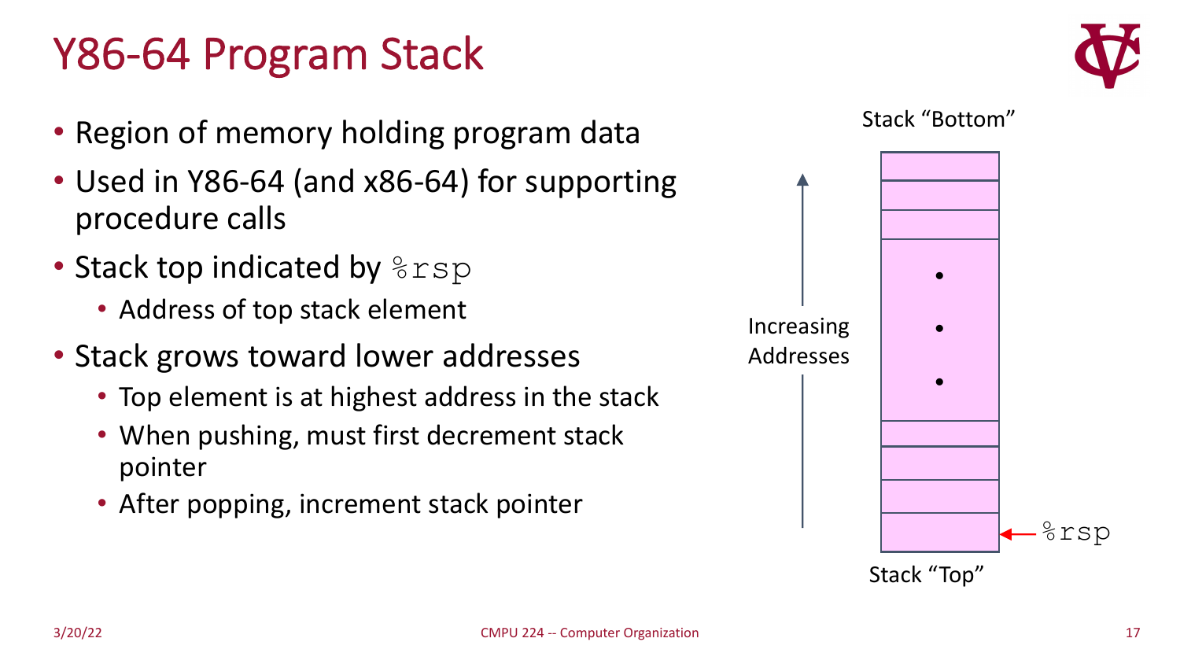# Y86-64 Program Stack

- Region of memory holding program data
- Used in Y86-64 (and x86-64) for supporting procedure calls
- Stack top indicated by `%rsp`
  - Address of top stack element
- Stack grows toward lower addresses
  - Top element is at highest address in the stack
  - When pushing, must first decrement stack pointer
  - After popping, increment stack pointer

Stack "Bottom"

Increasing Addresses

`%rsp`

Stack "Top"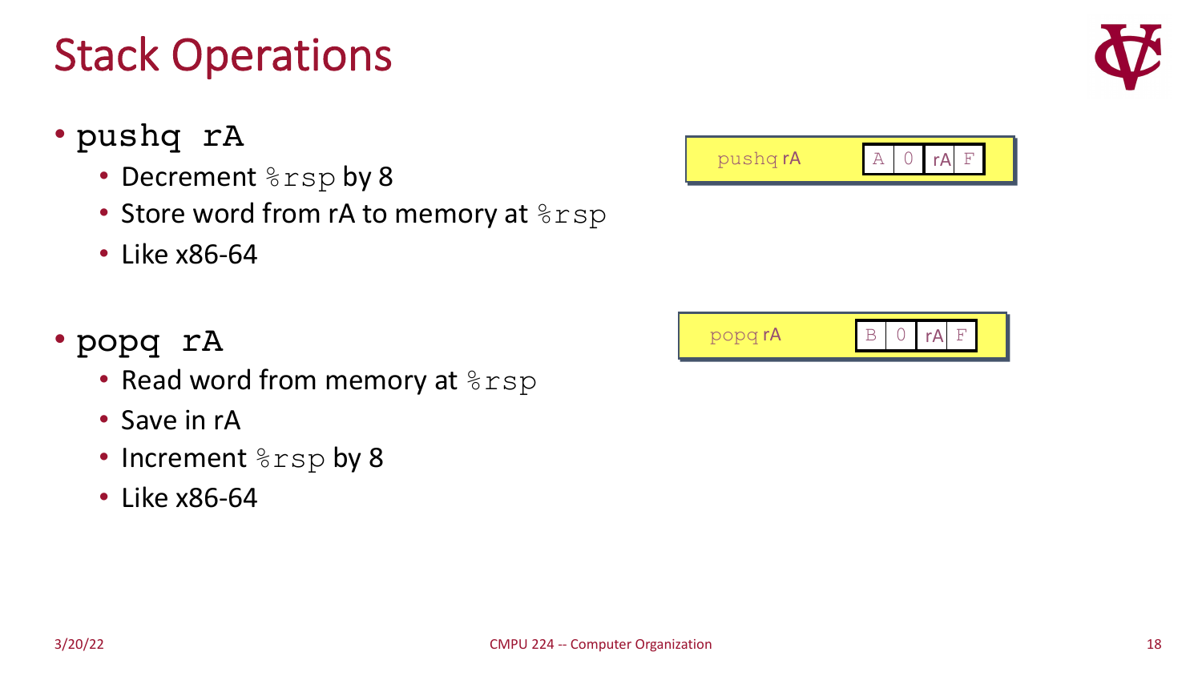# Stack Operations

- `pushq rA`
  - Decrement `%rsp` by 8
  - Store word from rA to memory at `%rsp`
  - Like x86-64

pushq rA

| A | 0 | rA | F |
|---|---|---|---|

- `popq rA`
  - Read word from memory at `%rsp`
  - Save in rA
  - Increment `%rsp` by 8
  - Like x86-64

popq rA

| B | 0 | rA | F |
|---|---|---|---|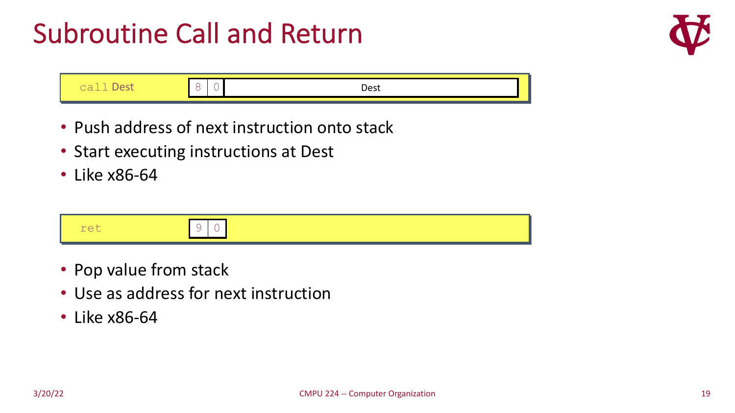# Subroutine Call and Return

| call Dest | 8 | 0 | Dest |
|---|---|---|---|

- Push address of next instruction onto stack
- Start executing instructions at Dest
- Like x86-64

| ret | 9 | 0 |
|---|---|---|

- Pop value from stack
- Use as address for next instruction
- Like x86-64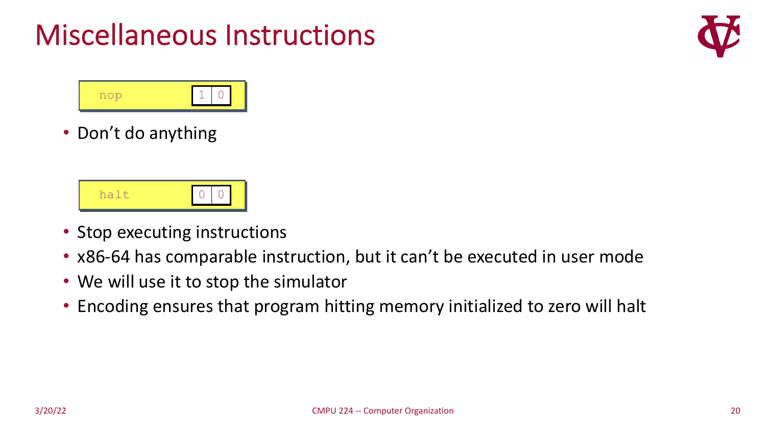# Miscellaneous Instructions

| nop | 1 | 0 |
|---|---|---|

- Don't do anything

| halt | 0 | 0 |
|---|---|---|

- Stop executing instructions
- x86-64 has comparable instruction, but it can't be executed in user mode
- We will use it to stop the simulator
- Encoding ensures that program hitting memory initialized to zero will halt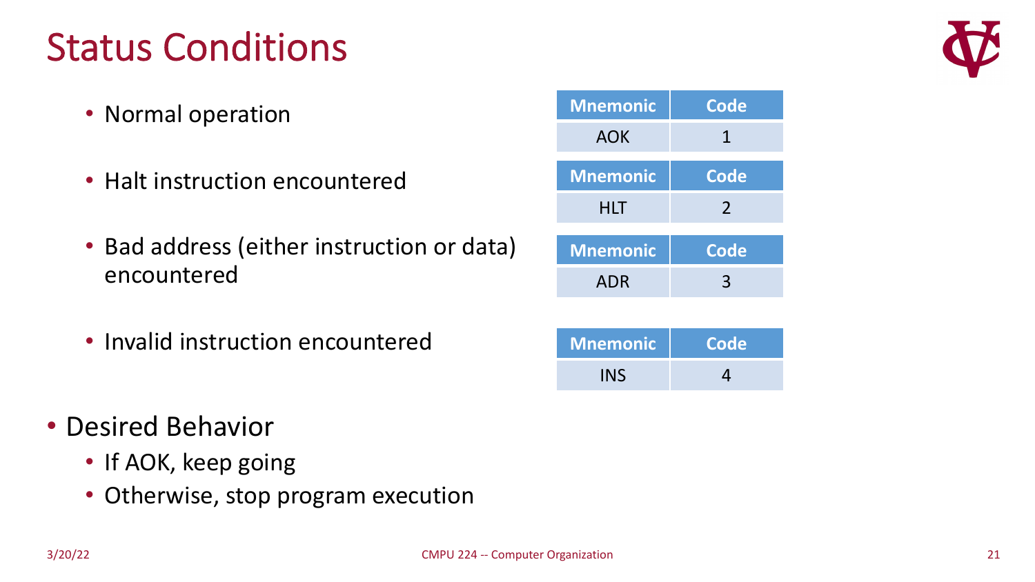# Status Conditions

- Normal operation

| Mnemonic | Code |
|---|---|
| AOK | 1 |

- Halt instruction encountered

| Mnemonic | Code |
|---|---|
| HLT | 2 |

- Bad address (either instruction or data) encountered

| Mnemonic | Code |
|---|---|
| ADR | 3 |

- Invalid instruction encountered

| Mnemonic | Code |
|---|---|
| INS | 4 |

- Desired Behavior
  - If AOK, keep going
  - Otherwise, stop program execution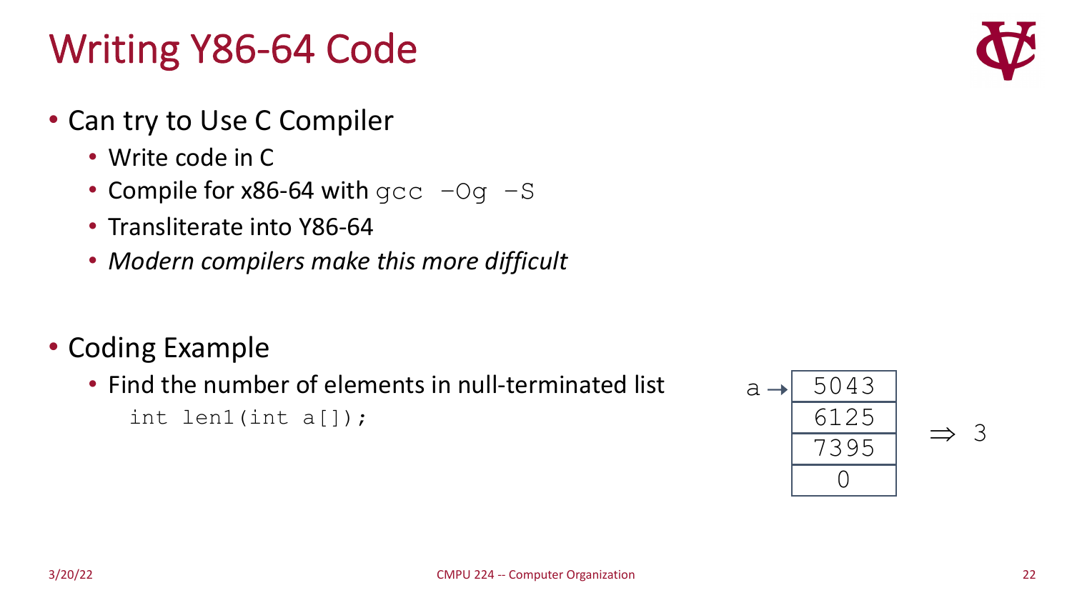# Writing Y86-64 Code

- Can try to Use C Compiler
  - Write code in C
  - Compile for x86-64 with `gcc -Og -S`
  - Transliterate into Y86-64
  - *Modern compilers make this more difficult*

- Coding Example
  - Find the number of elements in null-terminated list

```
int len1(int a[]);
```

| a → |
| --- |
| 5043 |
| 6125 |
| 7395 |
| 0 |

$\Rightarrow$ 3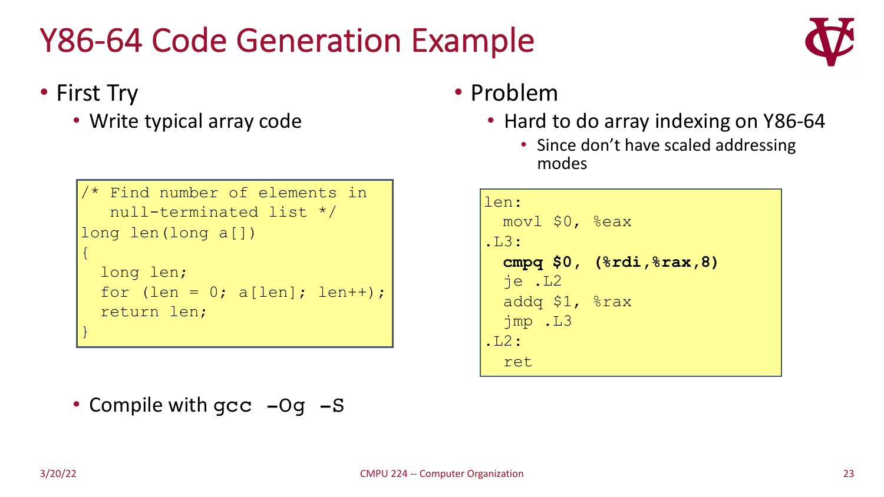# Y86-64 Code Generation Example

- First Try
  - Write typical array code

```
/* Find number of elements in
   null-terminated list */
long len(long a[])
{
  long len;
  for (len = 0; a[len]; len++);
  return len;
}
```

- Compile with `gcc -Og -S`

- Problem
  - Hard to do array indexing on Y86-64
    - Since don't have scaled addressing modes

```
len:
  movl $0, %eax
.L3:
  cmpq $0, (%rdi,%rax,8)
  je .L2
  addq $1, %rax
  jmp .L3
.L2:
  ret
```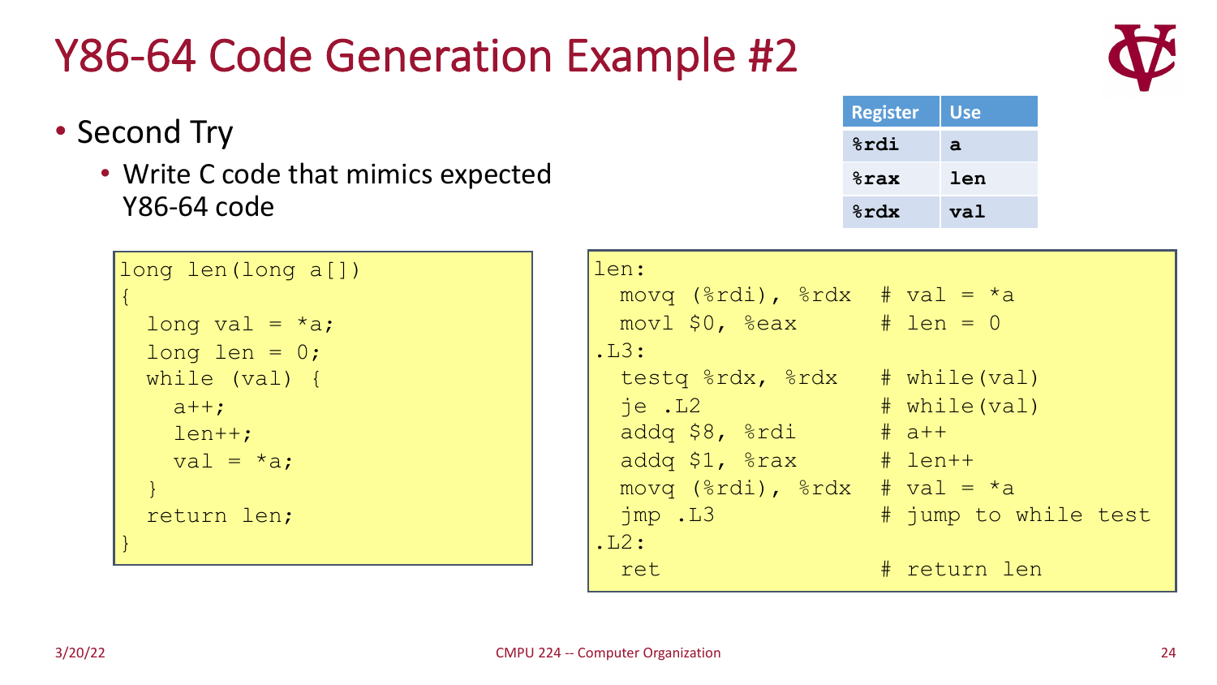# Y86-64 Code Generation Example #2

- Second Try
  - Write C code that mimics expected Y86-64 code

| Register | Use |
| --- | --- |
| %rdi | a |
| %rax | len |
| %rdx | val |

```
long len(long a[])
{
  long val = *a;
  long len = 0;
  while (val) {
    a++;
    len++;
    val = *a;
  }
  return len;
}
```

```
len:
  movq (%rdi), %rdx  # val = *a
  movl $0, %eax      # len = 0
.L3:
  testq %rdx, %rdx   # while(val)
  je .L2             # while(val)
  addq $8, %rdi      # a++
  addq $1, %rax      # len++
  movq (%rdi), %rdx  # val = *a
  jmp .L3            # jump to while test
.L2:
  ret                # return len
```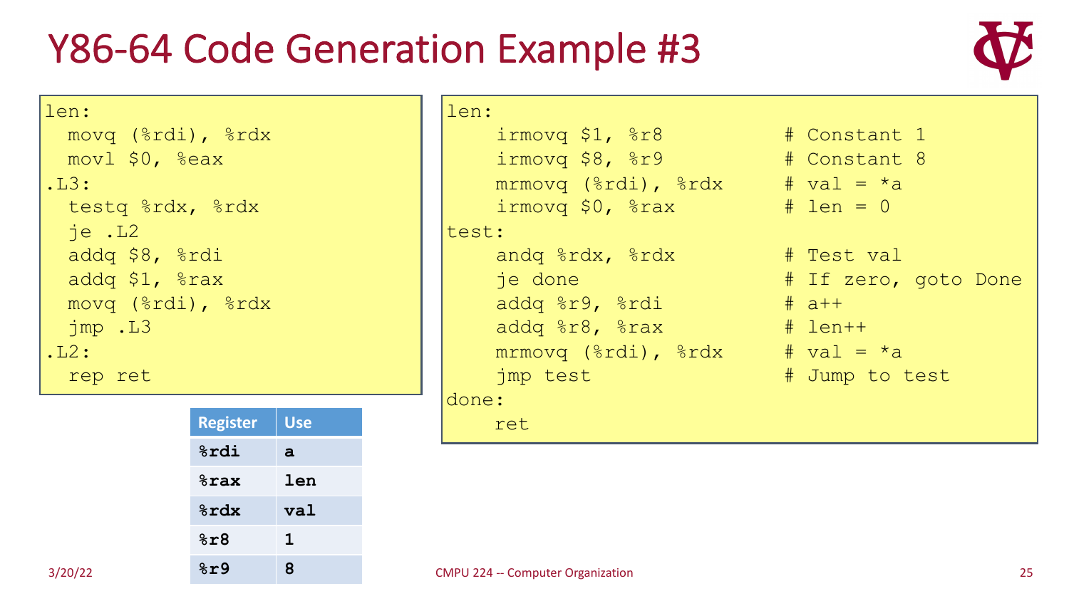# Y86-64 Code Generation Example #3

```
len:
  movq (%rdi), %rdx
  movl $0, %eax
.L3:
  testq %rdx, %rdx
  je .L2
  addq $8, %rdi
  addq $1, %rax
  movq (%rdi), %rdx
  jmp .L3
.L2:
  rep ret
```

| Register | Use |
| --- | --- |
| **%rdi** | **a** |
| **%rax** | **len** |
| **%rdx** | **val** |
| **%r8** | **1** |
| **%r9** | **8** |

```
len:
    irmovq $1, %r8          # Constant 1
    irmovq $8, %r9          # Constant 8
    mrmovq (%rdi), %rdx     # val = *a
    irmovq $0, %rax         # len = 0
test:
    andq %rdx, %rdx         # Test val
    je done                 # If zero, goto Done
    addq %r9, %rdi          # a++
    addq %r8, %rax          # len++
    mrmovq (%rdi), %rdx     # val = *a
    jmp test                # Jump to test
done:
    ret
```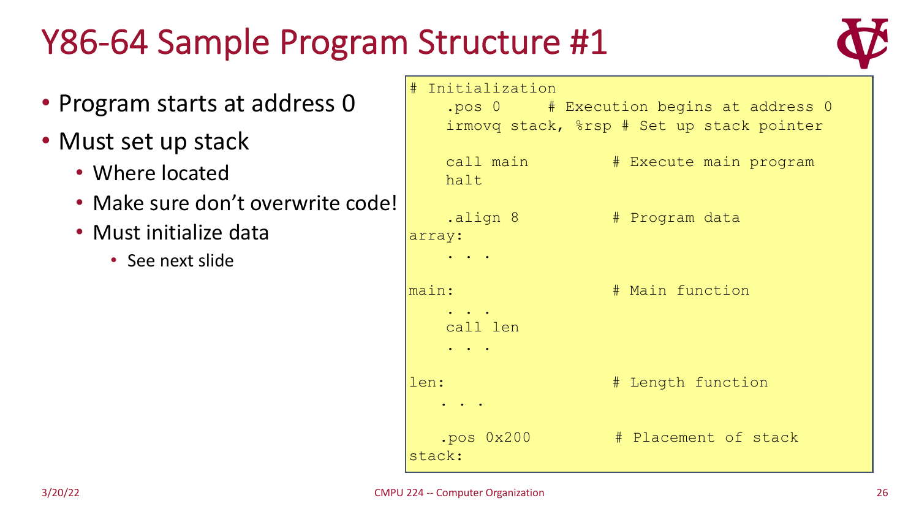# Y86-64 Sample Program Structure #1

- Program starts at address 0
- Must set up stack
  - Where located
  - Make sure don't overwrite code!
  - Must initialize data
    - See next slide

```
# Initialization
    .pos 0     # Execution begins at address 0
    irmovq stack, %rsp # Set up stack pointer

    call main          # Execute main program
    halt

    .align 8           # Program data
array:
    . . .

main:                  # Main function
    . . .
    call len
    . . .

len:                   # Length function
   . . .

   .pos 0x200          # Placement of stack
stack:
```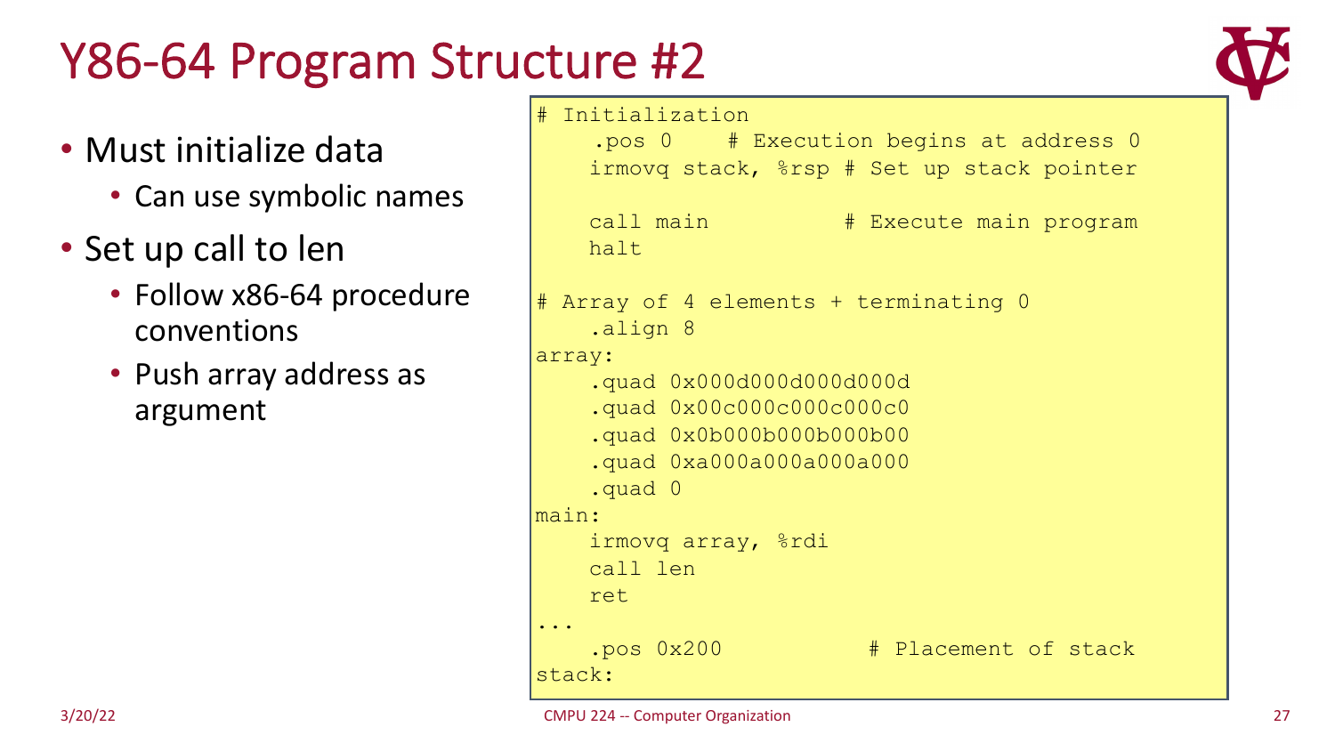# Y86-64 Program Structure #2

- Must initialize data
  - Can use symbolic names
- Set up call to len
  - Follow x86-64 procedure conventions
  - Push array address as argument

```
# Initialization
    .pos 0    # Execution begins at address 0
    irmovq stack, %rsp # Set up stack pointer

    call main           # Execute main program
    halt

# Array of 4 elements + terminating 0
    .align 8
array:
    .quad 0x000d000d000d000d
    .quad 0x00c000c000c000c0
    .quad 0x0b000b000b000b00
    .quad 0xa000a000a000a000
    .quad 0
main:
    irmovq array, %rdi
    call len
    ret
...
    .pos 0x200           # Placement of stack
stack:
```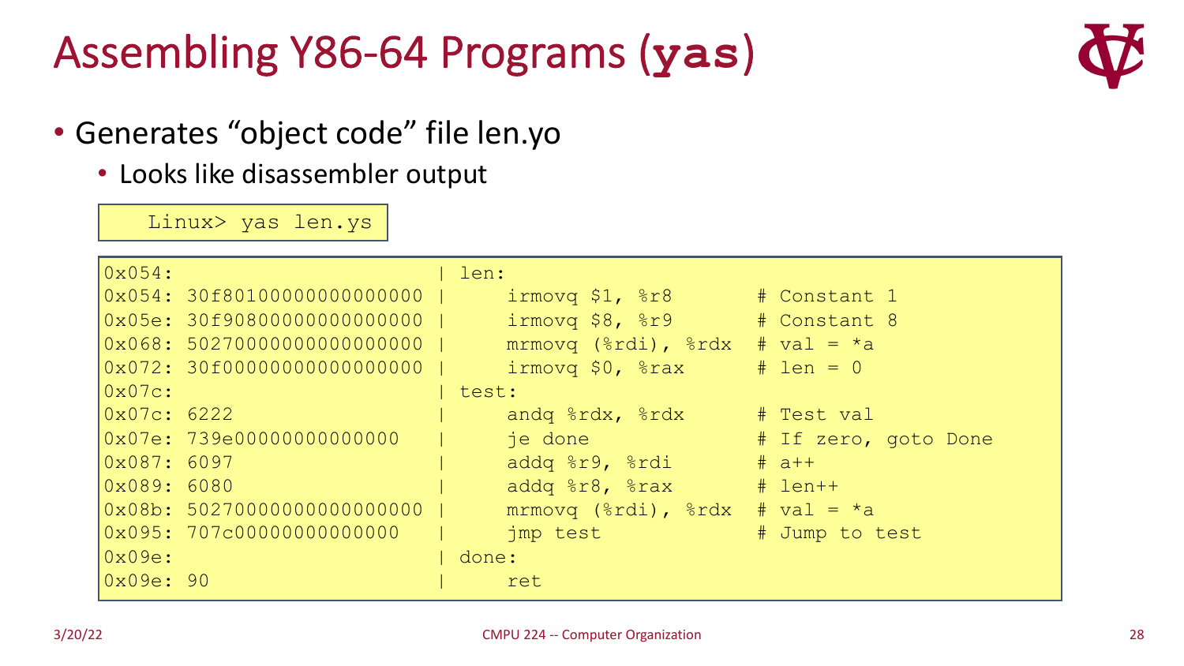# Assembling Y86-64 Programs (yas)

- Generates "object code" file len.yo
  - Looks like disassembler output

```
Linux> yas len.ys
```

```
0x054:                      | len:
0x054: 30f80100000000000000 |     irmovq $1, %r8       # Constant 1
0x05e: 30f90800000000000000 |     irmovq $8, %r9       # Constant 8
0x068: 50270000000000000000 |     mrmovq (%rdi), %rdx  # val = *a
0x072: 30f00000000000000000 |     irmovq $0, %rax      # len = 0
0x07c:                      | test:
0x07c: 6222                 |     andq %rdx, %rdx      # Test val
0x07e: 739e00000000000000   |     je done              # If zero, goto Done
0x087: 6097                 |     addq %r9, %rdi       # a++
0x089: 6080                 |     addq %r8, %rax       # len++
0x08b: 50270000000000000000 |     mrmovq (%rdi), %rdx  # val = *a
0x095: 707c00000000000000   |     jmp test             # Jump to test
0x09e:                      | done:
0x09e: 90                   |     ret
```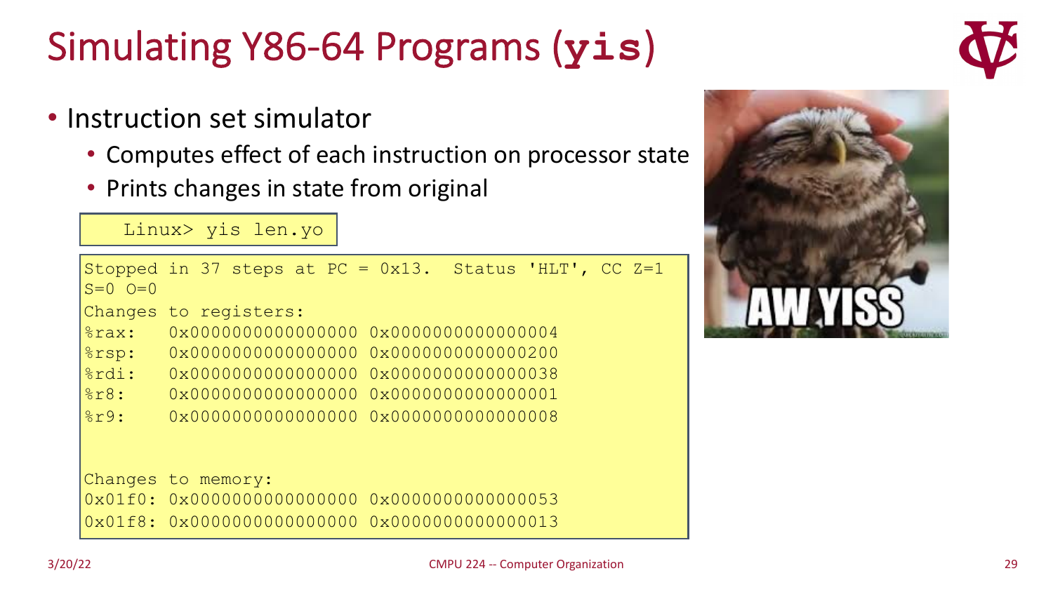# Simulating Y86-64 Programs (`yis`)

- Instruction set simulator
  - Computes effect of each instruction on processor state
  - Prints changes in state from original

```
Linux> yis len.yo
```

```
Stopped in 37 steps at PC = 0x13.  Status 'HLT', CC Z=1
S=0 O=0
Changes to registers:
%rax:   0x0000000000000000 0x0000000000000004
%rsp:   0x0000000000000000 0x0000000000000200
%rdi:   0x0000000000000000 0x0000000000000038
%r8:    0x0000000000000000 0x0000000000000001
%r9:    0x0000000000000000 0x0000000000000008


Changes to memory:
0x01f0: 0x0000000000000000 0x0000000000000053
0x01f8: 0x0000000000000000 0x0000000000000013
```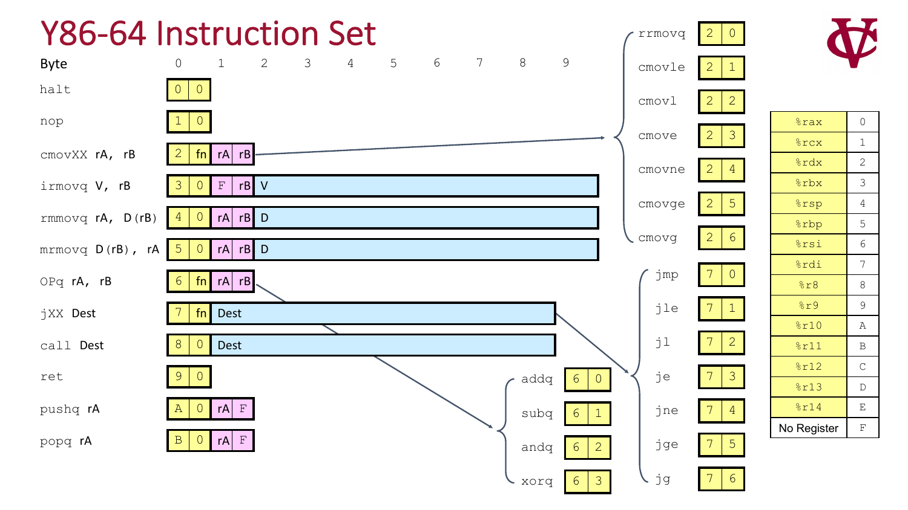# Y86-64 Instruction Set

| Byte | 0 | 1 | 2 | 3–9 |
|---|---|---|---|---|
| halt | 0 | 0 | | |
| nop | 1 | 0 | | |
| cmovXX rA, rB | 2 | fn | rA rB | |
| irmovq V, rB | 3 | 0 | F rB | V |
| rmmovq rA, D(rB) | 4 | 0 | rA rB | D |
| mrmovq D(rB), rA | 5 | 0 | rA rB | D |
| OPq rA, rB | 6 | fn | rA rB | |
| jXX Dest | 7 | fn | Dest | Dest |
| call Dest | 8 | 0 | Dest | Dest |
| ret | 9 | 0 | | |
| pushq rA | A | 0 | rA F | |
| popq rA | B | 0 | rA F | |

| cmovXX | Code |
|---|---|
| rrmovq | 2 0 |
| cmovle | 2 1 |
| cmovl | 2 2 |
| cmove | 2 3 |
| cmovne | 2 4 |
| cmovge | 2 5 |
| cmovg | 2 6 |

| OPq | Code |
|---|---|
| addq | 6 0 |
| subq | 6 1 |
| andq | 6 2 |
| xorq | 6 3 |

| jXX | Code |
|---|---|
| jmp | 7 0 |
| jle | 7 1 |
| jl | 7 2 |
| je | 7 3 |
| jne | 7 4 |
| jge | 7 5 |
| jg | 7 6 |

| Register | ID |
|---|---|
| %rax | 0 |
| %rcx | 1 |
| %rdx | 2 |
| %rbx | 3 |
| %rsp | 4 |
| %rbp | 5 |
| %rsi | 6 |
| %rdi | 7 |
| %r8 | 8 |
| %r9 | 9 |
| %r10 | A |
| %r11 | B |
| %r12 | C |
| %r13 | D |
| %r14 | E |
| No Register | F |